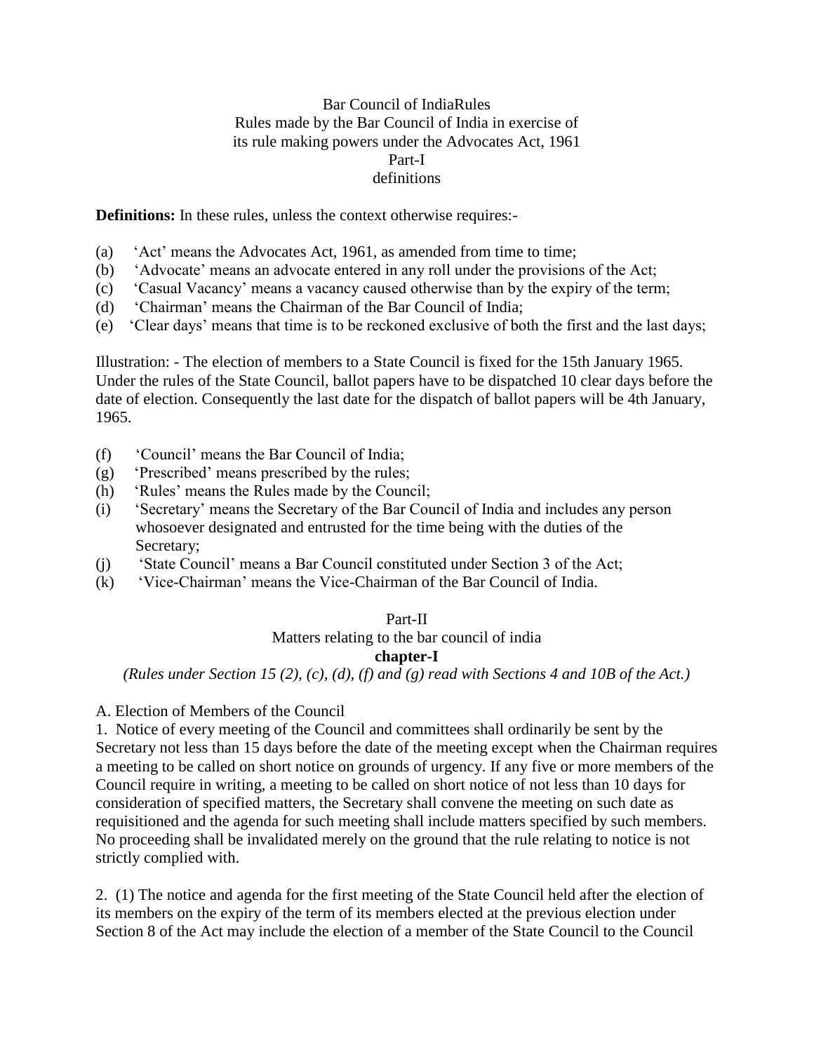# Bar Council of IndiaRules

Rules made by the Bar Council of India in exercise of its rule making powers under the Advocates Act, 1961

## Part-I

### definitions

**Definitions:** In these rules, unless the context otherwise requires:-

(a) 'Act' means the Advocates Act, 1961, as amended from time to time;
(b) 'Advocate' means an advocate entered in any roll under the provisions of the Act;
(c) 'Casual Vacancy' means a vacancy caused otherwise than by the expiry of the term;
(d) 'Chairman' means the Chairman of the Bar Council of India;
(e) 'Clear days' means that time is to be reckoned exclusive of both the first and the last days;

Illustration: - The election of members to a State Council is fixed for the 15th January 1965. Under the rules of the State Council, ballot papers have to be dispatched 10 clear days before the date of election. Consequently the last date for the dispatch of ballot papers will be 4th January, 1965.

(f) 'Council' means the Bar Council of India;
(g) 'Prescribed' means prescribed by the rules;
(h) 'Rules' means the Rules made by the Council;
(i) 'Secretary' means the Secretary of the Bar Council of India and includes any person whosoever designated and entrusted for the time being with the duties of the Secretary;
(j) 'State Council' means a Bar Council constituted under Section 3 of the Act;
(k) 'Vice-Chairman' means the Vice-Chairman of the Bar Council of India.

## Part-II

### Matters relating to the bar council of india

### chapter-I

*(Rules under Section 15 (2), (c), (d), (f) and (g) read with Sections 4 and 10B of the Act.)*

A. Election of Members of the Council

1. Notice of every meeting of the Council and committees shall ordinarily be sent by the Secretary not less than 15 days before the date of the meeting except when the Chairman requires a meeting to be called on short notice on grounds of urgency. If any five or more members of the Council require in writing, a meeting to be called on short notice of not less than 10 days for consideration of specified matters, the Secretary shall convene the meeting on such date as requisitioned and the agenda for such meeting shall include matters specified by such members. No proceeding shall be invalidated merely on the ground that the rule relating to notice is not strictly complied with.

2. (1) The notice and agenda for the first meeting of the State Council held after the election of its members on the expiry of the term of its members elected at the previous election under Section 8 of the Act may include the election of a member of the State Council to the Council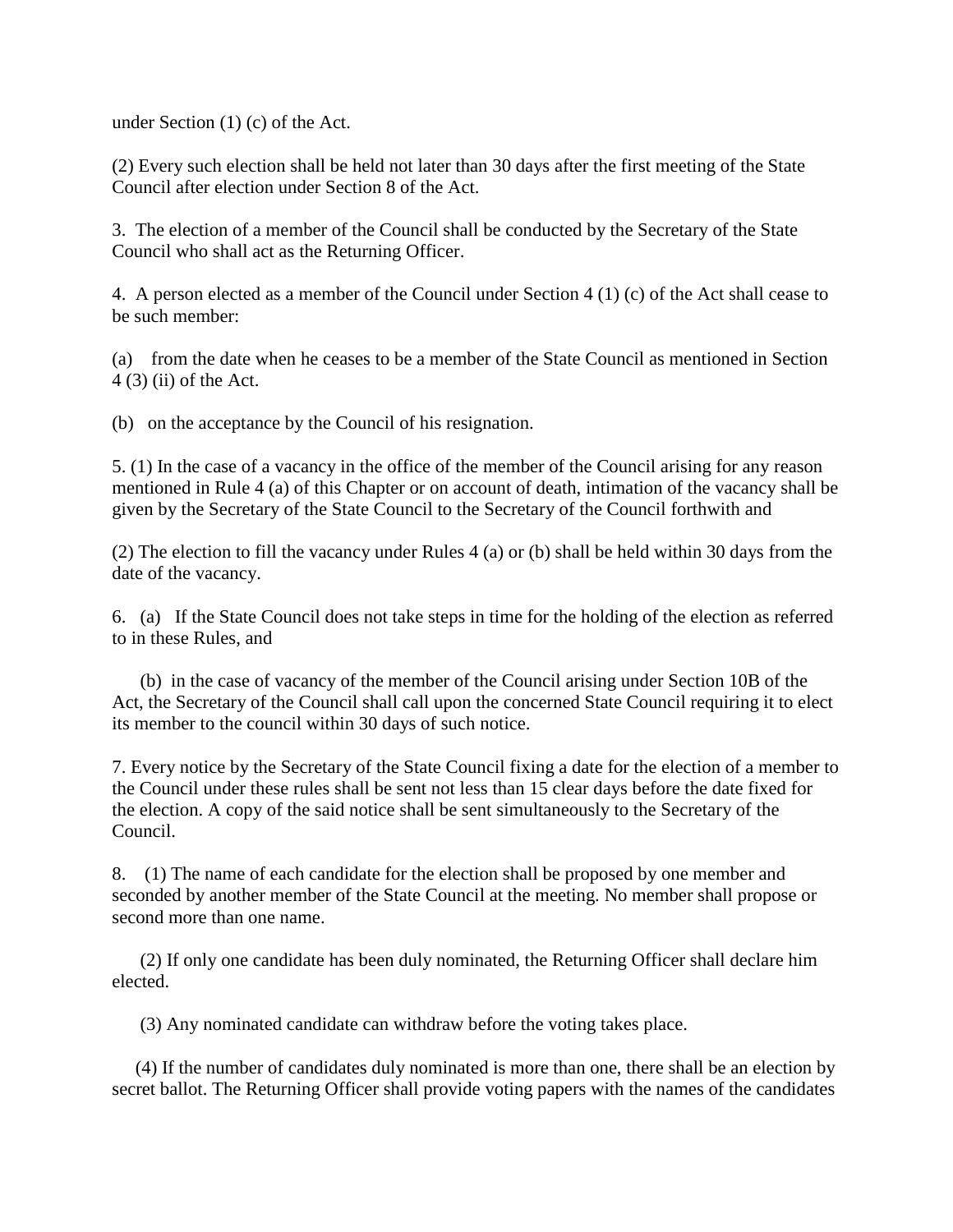under Section (1) (c) of the Act.

(2) Every such election shall be held not later than 30 days after the first meeting of the State Council after election under Section 8 of the Act.

3. The election of a member of the Council shall be conducted by the Secretary of the State Council who shall act as the Returning Officer.

4. A person elected as a member of the Council under Section 4 (1) (c) of the Act shall cease to be such member:

(a) from the date when he ceases to be a member of the State Council as mentioned in Section 4 (3) (ii) of the Act.

(b) on the acceptance by the Council of his resignation.

5. (1) In the case of a vacancy in the office of the member of the Council arising for any reason mentioned in Rule 4 (a) of this Chapter or on account of death, intimation of the vacancy shall be given by the Secretary of the State Council to the Secretary of the Council forthwith and

(2) The election to fill the vacancy under Rules 4 (a) or (b) shall be held within 30 days from the date of the vacancy.

6. (a) If the State Council does not take steps in time for the holding of the election as referred to in these Rules, and

(b) in the case of vacancy of the member of the Council arising under Section 10B of the Act, the Secretary of the Council shall call upon the concerned State Council requiring it to elect its member to the council within 30 days of such notice.

7. Every notice by the Secretary of the State Council fixing a date for the election of a member to the Council under these rules shall be sent not less than 15 clear days before the date fixed for the election. A copy of the said notice shall be sent simultaneously to the Secretary of the Council.

8. (1) The name of each candidate for the election shall be proposed by one member and seconded by another member of the State Council at the meeting. No member shall propose or second more than one name.

(2) If only one candidate has been duly nominated, the Returning Officer shall declare him elected.

(3) Any nominated candidate can withdraw before the voting takes place.

(4) If the number of candidates duly nominated is more than one, there shall be an election by secret ballot. The Returning Officer shall provide voting papers with the names of the candidates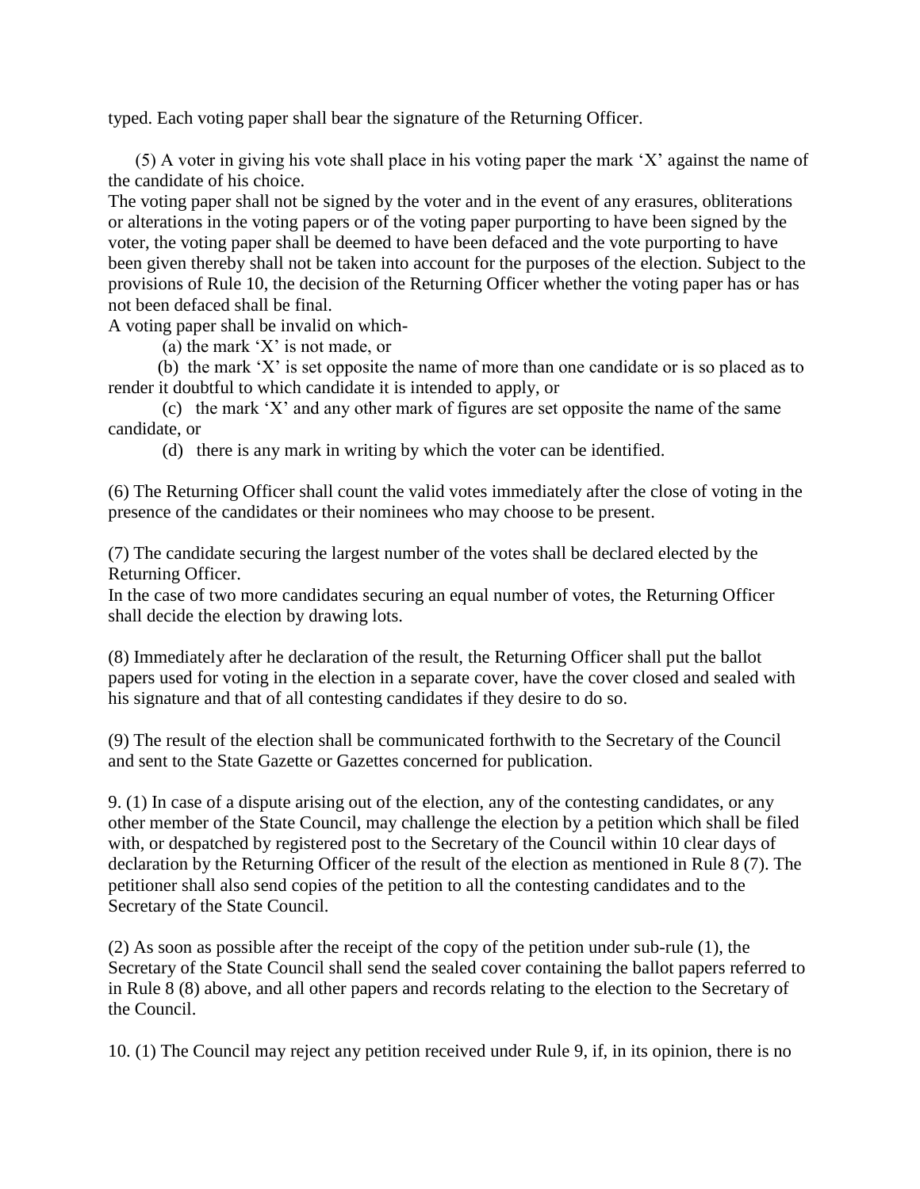typed. Each voting paper shall bear the signature of the Returning Officer.

(5) A voter in giving his vote shall place in his voting paper the mark 'X' against the name of the candidate of his choice.
The voting paper shall not be signed by the voter and in the event of any erasures, obliterations or alterations in the voting papers or of the voting paper purporting to have been signed by the voter, the voting paper shall be deemed to have been defaced and the vote purporting to have been given thereby shall not be taken into account for the purposes of the election. Subject to the provisions of Rule 10, the decision of the Returning Officer whether the voting paper has or has not been defaced shall be final.
A voting paper shall be invalid on which-

(a) the mark 'X' is not made, or

(b) the mark 'X' is set opposite the name of more than one candidate or is so placed as to render it doubtful to which candidate it is intended to apply, or

(c) the mark 'X' and any other mark of figures are set opposite the name of the same candidate, or

(d) there is any mark in writing by which the voter can be identified.

(6) The Returning Officer shall count the valid votes immediately after the close of voting in the presence of the candidates or their nominees who may choose to be present.

(7) The candidate securing the largest number of the votes shall be declared elected by the Returning Officer.
In the case of two more candidates securing an equal number of votes, the Returning Officer shall decide the election by drawing lots.

(8) Immediately after he declaration of the result, the Returning Officer shall put the ballot papers used for voting in the election in a separate cover, have the cover closed and sealed with his signature and that of all contesting candidates if they desire to do so.

(9) The result of the election shall be communicated forthwith to the Secretary of the Council and sent to the State Gazette or Gazettes concerned for publication.

9. (1) In case of a dispute arising out of the election, any of the contesting candidates, or any other member of the State Council, may challenge the election by a petition which shall be filed with, or despatched by registered post to the Secretary of the Council within 10 clear days of declaration by the Returning Officer of the result of the election as mentioned in Rule 8 (7). The petitioner shall also send copies of the petition to all the contesting candidates and to the Secretary of the State Council.

(2) As soon as possible after the receipt of the copy of the petition under sub-rule (1), the Secretary of the State Council shall send the sealed cover containing the ballot papers referred to in Rule 8 (8) above, and all other papers and records relating to the election to the Secretary of the Council.

10. (1) The Council may reject any petition received under Rule 9, if, in its opinion, there is no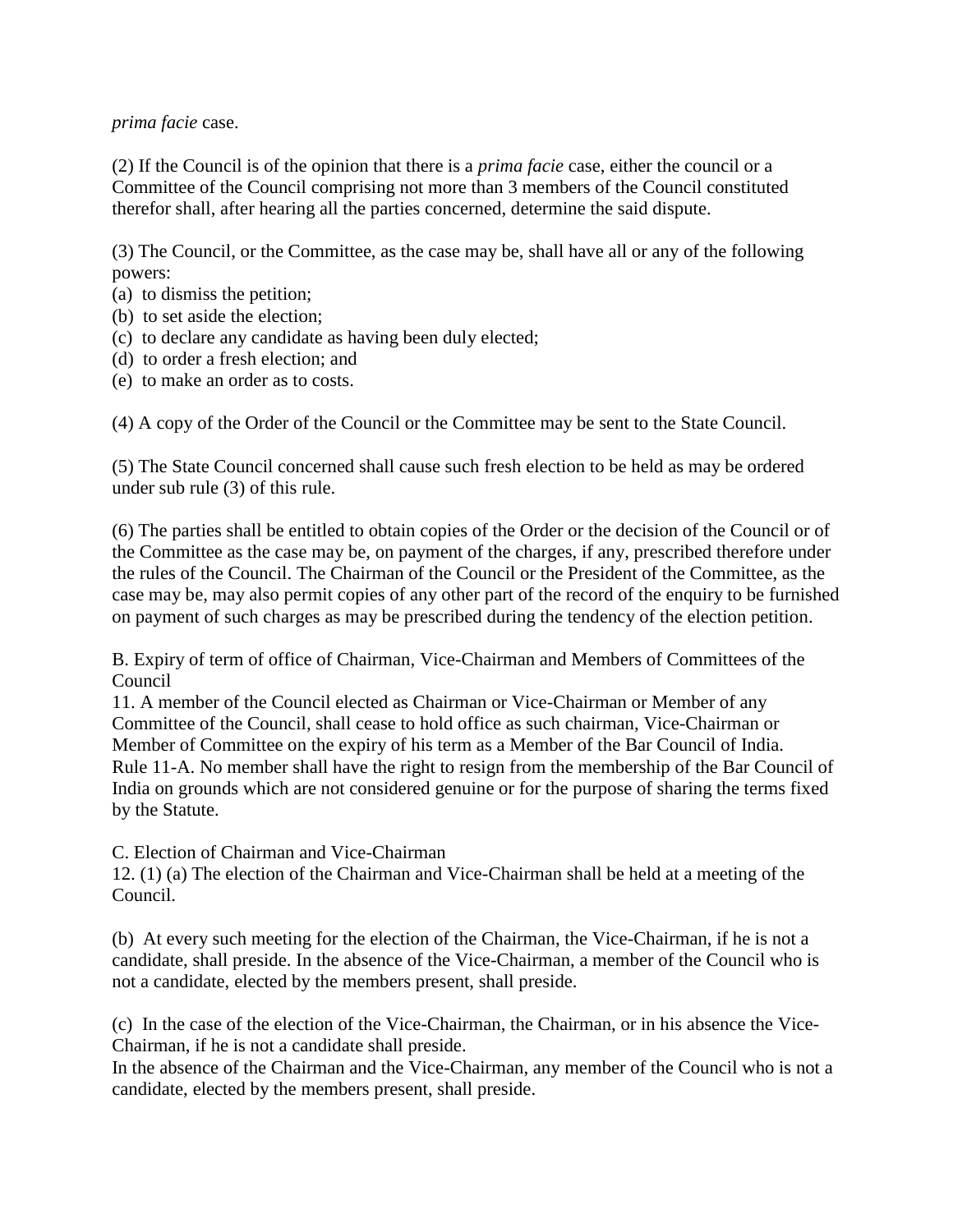*prima facie* case.

(2) If the Council is of the opinion that there is a *prima facie* case, either the council or a Committee of the Council comprising not more than 3 members of the Council constituted therefor shall, after hearing all the parties concerned, determine the said dispute.

(3) The Council, or the Committee, as the case may be, shall have all or any of the following powers:
(a) to dismiss the petition;
(b) to set aside the election;
(c) to declare any candidate as having been duly elected;
(d) to order a fresh election; and
(e) to make an order as to costs.

(4) A copy of the Order of the Council or the Committee may be sent to the State Council.

(5) The State Council concerned shall cause such fresh election to be held as may be ordered under sub rule (3) of this rule.

(6) The parties shall be entitled to obtain copies of the Order or the decision of the Council or of the Committee as the case may be, on payment of the charges, if any, prescribed therefore under the rules of the Council. The Chairman of the Council or the President of the Committee, as the case may be, may also permit copies of any other part of the record of the enquiry to be furnished on payment of such charges as may be prescribed during the tendency of the election petition.

B. Expiry of term of office of Chairman, Vice-Chairman and Members of Committees of the Council

11. A member of the Council elected as Chairman or Vice-Chairman or Member of any Committee of the Council, shall cease to hold office as such chairman, Vice-Chairman or Member of Committee on the expiry of his term as a Member of the Bar Council of India.
Rule 11-A. No member shall have the right to resign from the membership of the Bar Council of India on grounds which are not considered genuine or for the purpose of sharing the terms fixed by the Statute.

C. Election of Chairman and Vice-Chairman

12. (1) (a) The election of the Chairman and Vice-Chairman shall be held at a meeting of the Council.

(b) At every such meeting for the election of the Chairman, the Vice-Chairman, if he is not a candidate, shall preside. In the absence of the Vice-Chairman, a member of the Council who is not a candidate, elected by the members present, shall preside.

(c) In the case of the election of the Vice-Chairman, the Chairman, or in his absence the Vice-Chairman, if he is not a candidate shall preside.
In the absence of the Chairman and the Vice-Chairman, any member of the Council who is not a candidate, elected by the members present, shall preside.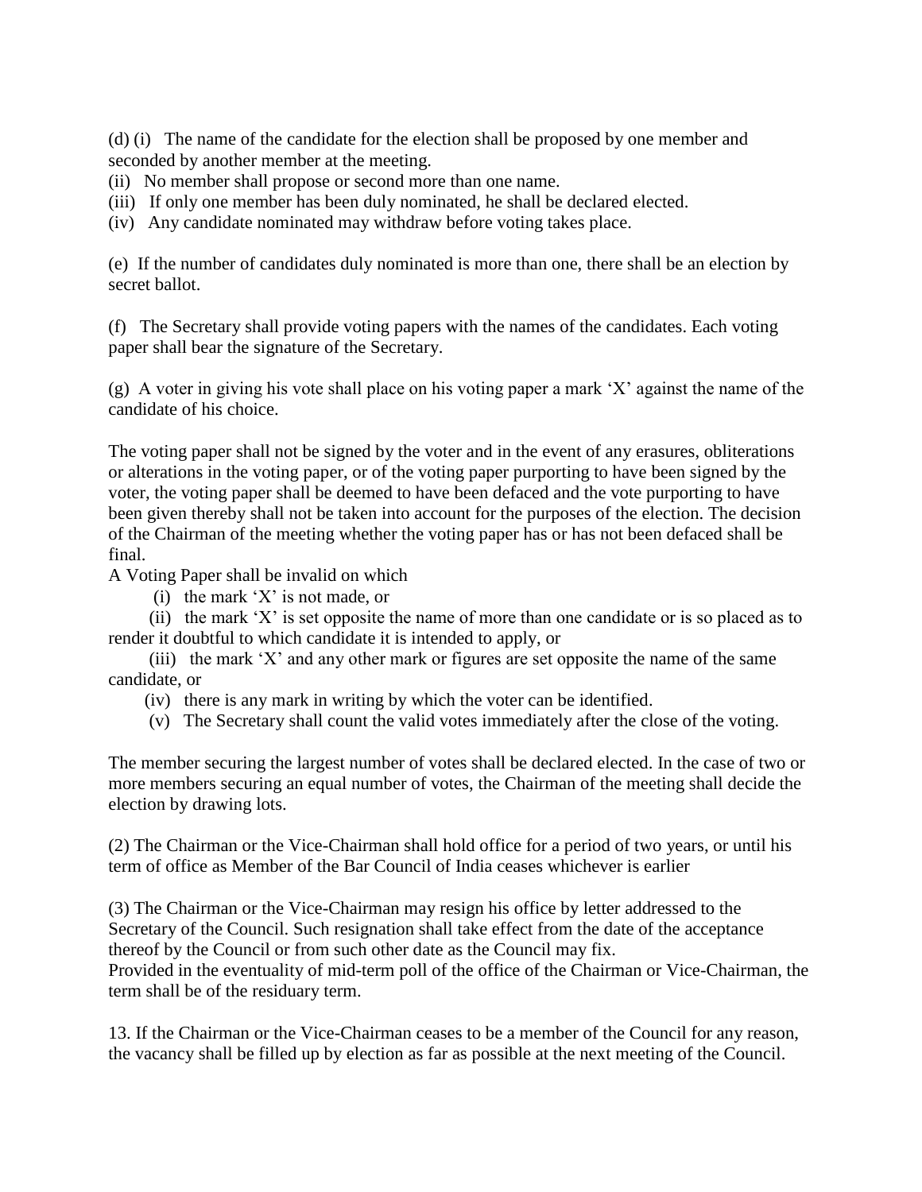(d) (i) The name of the candidate for the election shall be proposed by one member and seconded by another member at the meeting.

(ii) No member shall propose or second more than one name.

(iii) If only one member has been duly nominated, he shall be declared elected.

(iv) Any candidate nominated may withdraw before voting takes place.

(e) If the number of candidates duly nominated is more than one, there shall be an election by secret ballot.

(f) The Secretary shall provide voting papers with the names of the candidates. Each voting paper shall bear the signature of the Secretary.

(g) A voter in giving his vote shall place on his voting paper a mark 'X' against the name of the candidate of his choice.

The voting paper shall not be signed by the voter and in the event of any erasures, obliterations or alterations in the voting paper, or of the voting paper purporting to have been signed by the voter, the voting paper shall be deemed to have been defaced and the vote purporting to have been given thereby shall not be taken into account for the purposes of the election. The decision of the Chairman of the meeting whether the voting paper has or has not been defaced shall be final.

A Voting Paper shall be invalid on which

(i) the mark 'X' is not made, or

(ii) the mark 'X' is set opposite the name of more than one candidate or is so placed as to render it doubtful to which candidate it is intended to apply, or

(iii) the mark 'X' and any other mark or figures are set opposite the name of the same candidate, or

(iv) there is any mark in writing by which the voter can be identified.

(v) The Secretary shall count the valid votes immediately after the close of the voting.

The member securing the largest number of votes shall be declared elected. In the case of two or more members securing an equal number of votes, the Chairman of the meeting shall decide the election by drawing lots.

(2) The Chairman or the Vice-Chairman shall hold office for a period of two years, or until his term of office as Member of the Bar Council of India ceases whichever is earlier

(3) The Chairman or the Vice-Chairman may resign his office by letter addressed to the Secretary of the Council. Such resignation shall take effect from the date of the acceptance thereof by the Council or from such other date as the Council may fix.
Provided in the eventuality of mid-term poll of the office of the Chairman or Vice-Chairman, the term shall be of the residuary term.

13. If the Chairman or the Vice-Chairman ceases to be a member of the Council for any reason, the vacancy shall be filled up by election as far as possible at the next meeting of the Council.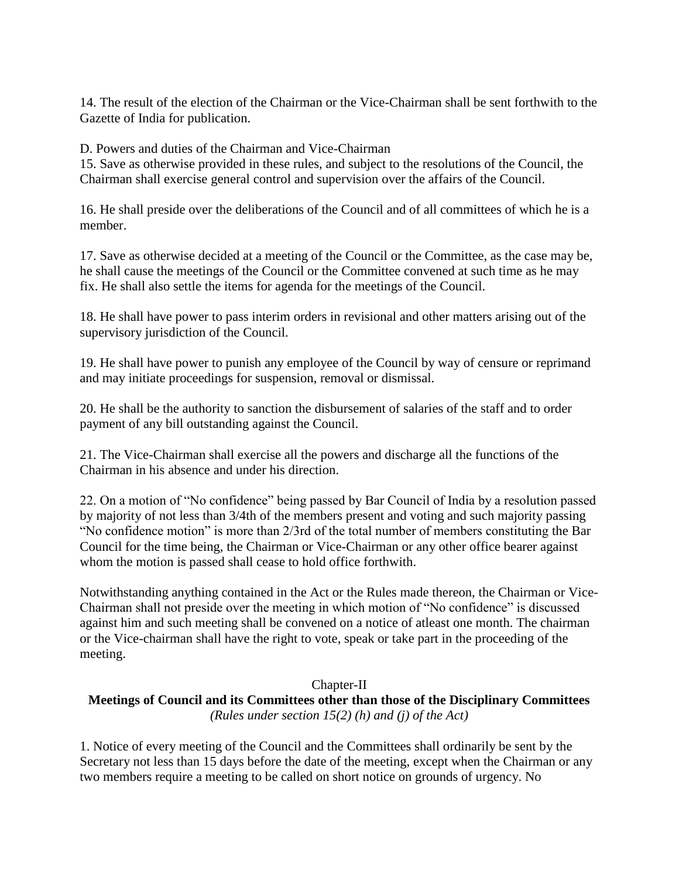14. The result of the election of the Chairman or the Vice-Chairman shall be sent forthwith to the Gazette of India for publication.

D. Powers and duties of the Chairman and Vice-Chairman

15. Save as otherwise provided in these rules, and subject to the resolutions of the Council, the Chairman shall exercise general control and supervision over the affairs of the Council.

16. He shall preside over the deliberations of the Council and of all committees of which he is a member.

17. Save as otherwise decided at a meeting of the Council or the Committee, as the case may be, he shall cause the meetings of the Council or the Committee convened at such time as he may fix. He shall also settle the items for agenda for the meetings of the Council.

18. He shall have power to pass interim orders in revisional and other matters arising out of the supervisory jurisdiction of the Council.

19. He shall have power to punish any employee of the Council by way of censure or reprimand and may initiate proceedings for suspension, removal or dismissal.

20. He shall be the authority to sanction the disbursement of salaries of the staff and to order payment of any bill outstanding against the Council.

21. The Vice-Chairman shall exercise all the powers and discharge all the functions of the Chairman in his absence and under his direction.

22. On a motion of "No confidence" being passed by Bar Council of India by a resolution passed by majority of not less than 3/4th of the members present and voting and such majority passing "No confidence motion" is more than 2/3rd of the total number of members constituting the Bar Council for the time being, the Chairman or Vice-Chairman or any other office bearer against whom the motion is passed shall cease to hold office forthwith.

Notwithstanding anything contained in the Act or the Rules made thereon, the Chairman or Vice-Chairman shall not preside over the meeting in which motion of "No confidence" is discussed against him and such meeting shall be convened on a notice of atleast one month. The chairman or the Vice-chairman shall have the right to vote, speak or take part in the proceeding of the meeting.

## Chapter-II

## Meetings of Council and its Committees other than those of the Disciplinary Committees

*(Rules under section 15(2) (h) and (j) of the Act)*

1. Notice of every meeting of the Council and the Committees shall ordinarily be sent by the Secretary not less than 15 days before the date of the meeting, except when the Chairman or any two members require a meeting to be called on short notice on grounds of urgency. No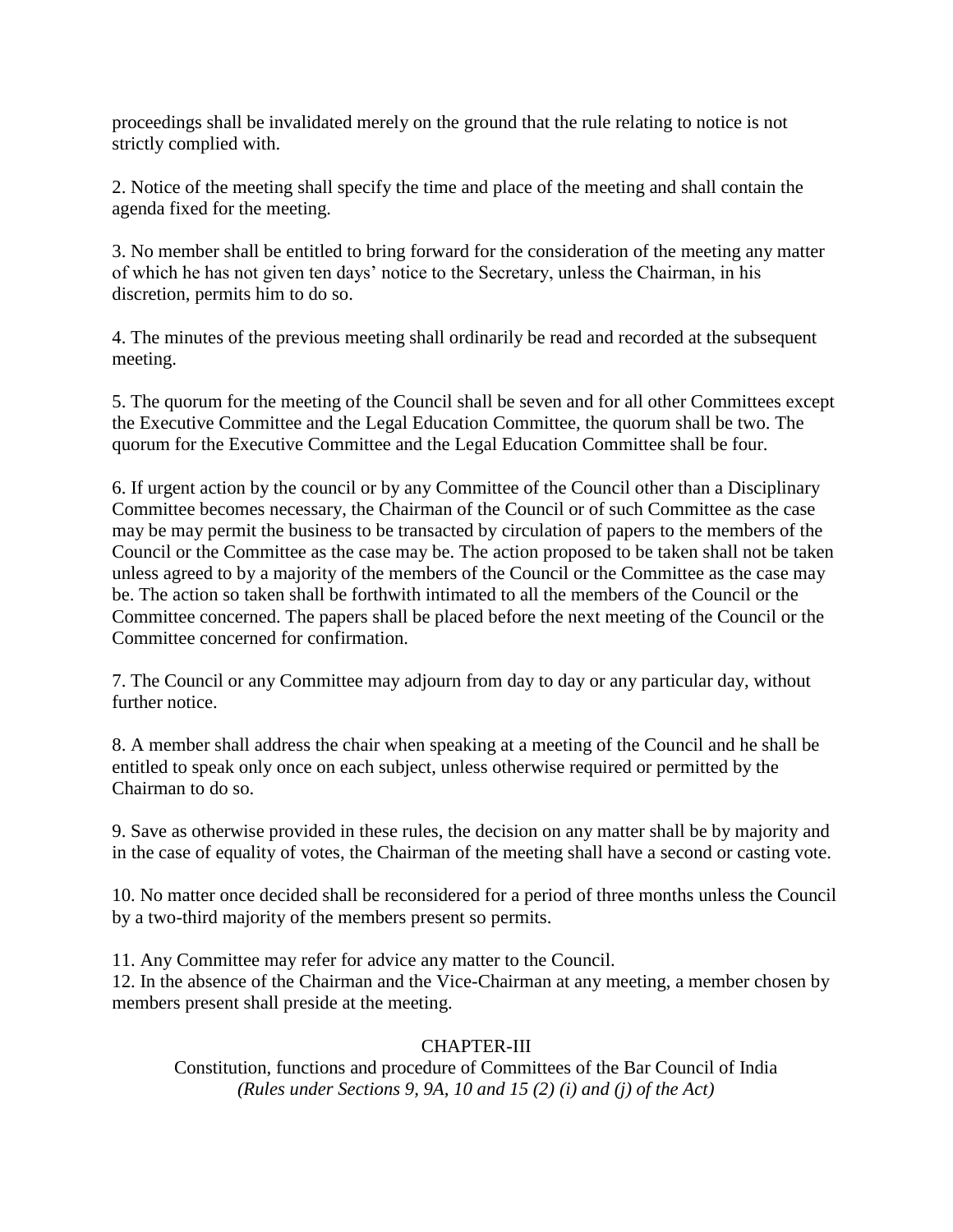proceedings shall be invalidated merely on the ground that the rule relating to notice is not strictly complied with.

2. Notice of the meeting shall specify the time and place of the meeting and shall contain the agenda fixed for the meeting.

3. No member shall be entitled to bring forward for the consideration of the meeting any matter of which he has not given ten days' notice to the Secretary, unless the Chairman, in his discretion, permits him to do so.

4. The minutes of the previous meeting shall ordinarily be read and recorded at the subsequent meeting.

5. The quorum for the meeting of the Council shall be seven and for all other Committees except the Executive Committee and the Legal Education Committee, the quorum shall be two. The quorum for the Executive Committee and the Legal Education Committee shall be four.

6. If urgent action by the council or by any Committee of the Council other than a Disciplinary Committee becomes necessary, the Chairman of the Council or of such Committee as the case may be may permit the business to be transacted by circulation of papers to the members of the Council or the Committee as the case may be. The action proposed to be taken shall not be taken unless agreed to by a majority of the members of the Council or the Committee as the case may be. The action so taken shall be forthwith intimated to all the members of the Council or the Committee concerned. The papers shall be placed before the next meeting of the Council or the Committee concerned for confirmation.

7. The Council or any Committee may adjourn from day to day or any particular day, without further notice.

8. A member shall address the chair when speaking at a meeting of the Council and he shall be entitled to speak only once on each subject, unless otherwise required or permitted by the Chairman to do so.

9. Save as otherwise provided in these rules, the decision on any matter shall be by majority and in the case of equality of votes, the Chairman of the meeting shall have a second or casting vote.

10. No matter once decided shall be reconsidered for a period of three months unless the Council by a two-third majority of the members present so permits.

11. Any Committee may refer for advice any matter to the Council.

12. In the absence of the Chairman and the Vice-Chairman at any meeting, a member chosen by members present shall preside at the meeting.

## CHAPTER-III

### Constitution, functions and procedure of Committees of the Bar Council of India

*(Rules under Sections 9, 9A, 10 and 15 (2) (i) and (j) of the Act)*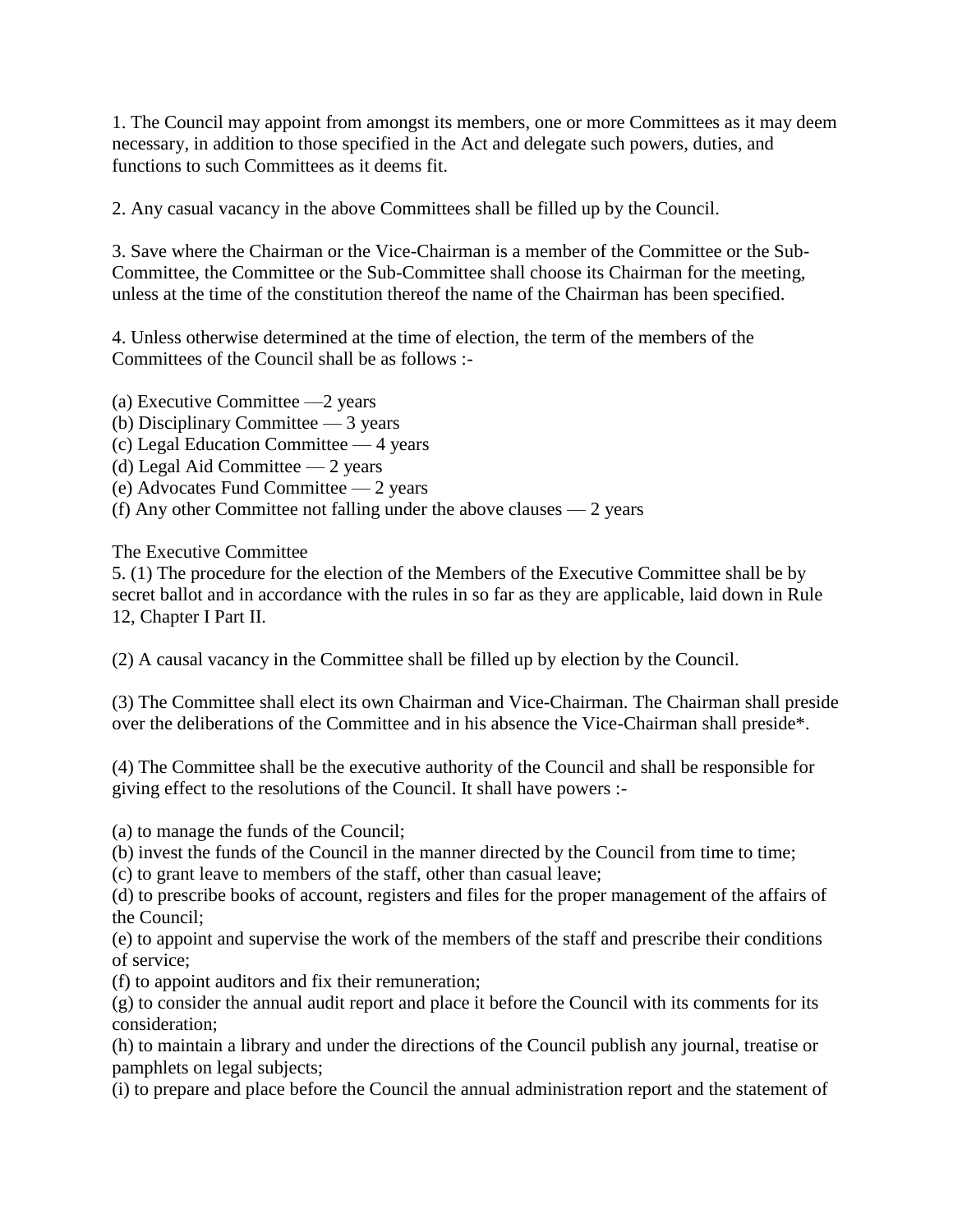1. The Council may appoint from amongst its members, one or more Committees as it may deem necessary, in addition to those specified in the Act and delegate such powers, duties, and functions to such Committees as it deems fit.

2. Any casual vacancy in the above Committees shall be filled up by the Council.

3. Save where the Chairman or the Vice-Chairman is a member of the Committee or the Sub-Committee, the Committee or the Sub-Committee shall choose its Chairman for the meeting, unless at the time of the constitution thereof the name of the Chairman has been specified.

4. Unless otherwise determined at the time of election, the term of the members of the Committees of the Council shall be as follows :-

(a) Executive Committee —2 years
(b) Disciplinary Committee — 3 years
(c) Legal Education Committee — 4 years
(d) Legal Aid Committee — 2 years
(e) Advocates Fund Committee — 2 years
(f) Any other Committee not falling under the above clauses — 2 years

The Executive Committee

5. (1) The procedure for the election of the Members of the Executive Committee shall be by secret ballot and in accordance with the rules in so far as they are applicable, laid down in Rule 12, Chapter I Part II.

(2) A causal vacancy in the Committee shall be filled up by election by the Council.

(3) The Committee shall elect its own Chairman and Vice-Chairman. The Chairman shall preside over the deliberations of the Committee and in his absence the Vice-Chairman shall preside*.

(4) The Committee shall be the executive authority of the Council and shall be responsible for giving effect to the resolutions of the Council. It shall have powers :-

(a) to manage the funds of the Council;
(b) invest the funds of the Council in the manner directed by the Council from time to time;
(c) to grant leave to members of the staff, other than casual leave;
(d) to prescribe books of account, registers and files for the proper management of the affairs of the Council;
(e) to appoint and supervise the work of the members of the staff and prescribe their conditions of service;
(f) to appoint auditors and fix their remuneration;
(g) to consider the annual audit report and place it before the Council with its comments for its consideration;
(h) to maintain a library and under the directions of the Council publish any journal, treatise or pamphlets on legal subjects;
(i) to prepare and place before the Council the annual administration report and the statement of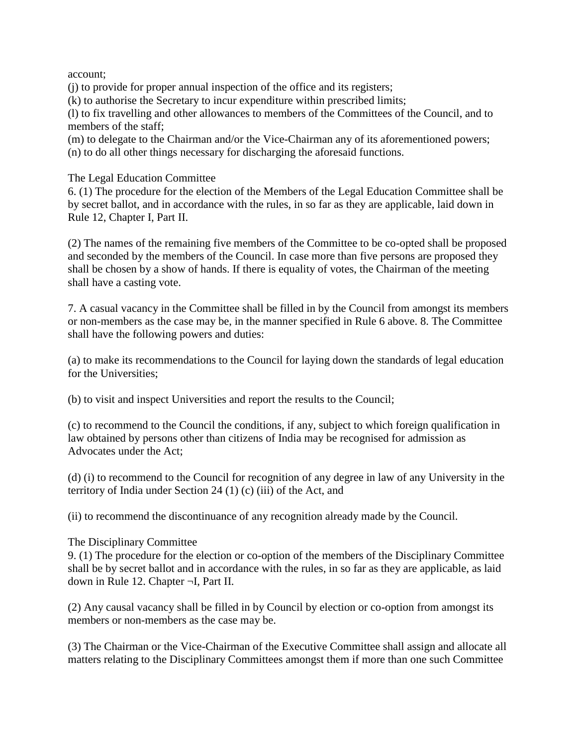account;

(j) to provide for proper annual inspection of the office and its registers;

(k) to authorise the Secretary to incur expenditure within prescribed limits;

(l) to fix travelling and other allowances to members of the Committees of the Council, and to members of the staff;

(m) to delegate to the Chairman and/or the Vice-Chairman any of its aforementioned powers;

(n) to do all other things necessary for discharging the aforesaid functions.

The Legal Education Committee

6. (1) The procedure for the election of the Members of the Legal Education Committee shall be by secret ballot, and in accordance with the rules, in so far as they are applicable, laid down in Rule 12, Chapter I, Part II.

(2) The names of the remaining five members of the Committee to be co-opted shall be proposed and seconded by the members of the Council. In case more than five persons are proposed they shall be chosen by a show of hands. If there is equality of votes, the Chairman of the meeting shall have a casting vote.

7. A casual vacancy in the Committee shall be filled in by the Council from amongst its members or non-members as the case may be, in the manner specified in Rule 6 above. 8. The Committee shall have the following powers and duties:

(a) to make its recommendations to the Council for laying down the standards of legal education for the Universities;

(b) to visit and inspect Universities and report the results to the Council;

(c) to recommend to the Council the conditions, if any, subject to which foreign qualification in law obtained by persons other than citizens of India may be recognised for admission as Advocates under the Act;

(d) (i) to recommend to the Council for recognition of any degree in law of any University in the territory of India under Section 24 (1) (c) (iii) of the Act, and

(ii) to recommend the discontinuance of any recognition already made by the Council.

The Disciplinary Committee

9. (1) The procedure for the election or co-option of the members of the Disciplinary Committee shall be by secret ballot and in accordance with the rules, in so far as they are applicable, as laid down in Rule 12. Chapter ¬I, Part II.

(2) Any causal vacancy shall be filled in by Council by election or co-option from amongst its members or non-members as the case may be.

(3) The Chairman or the Vice-Chairman of the Executive Committee shall assign and allocate all matters relating to the Disciplinary Committees amongst them if more than one such Committee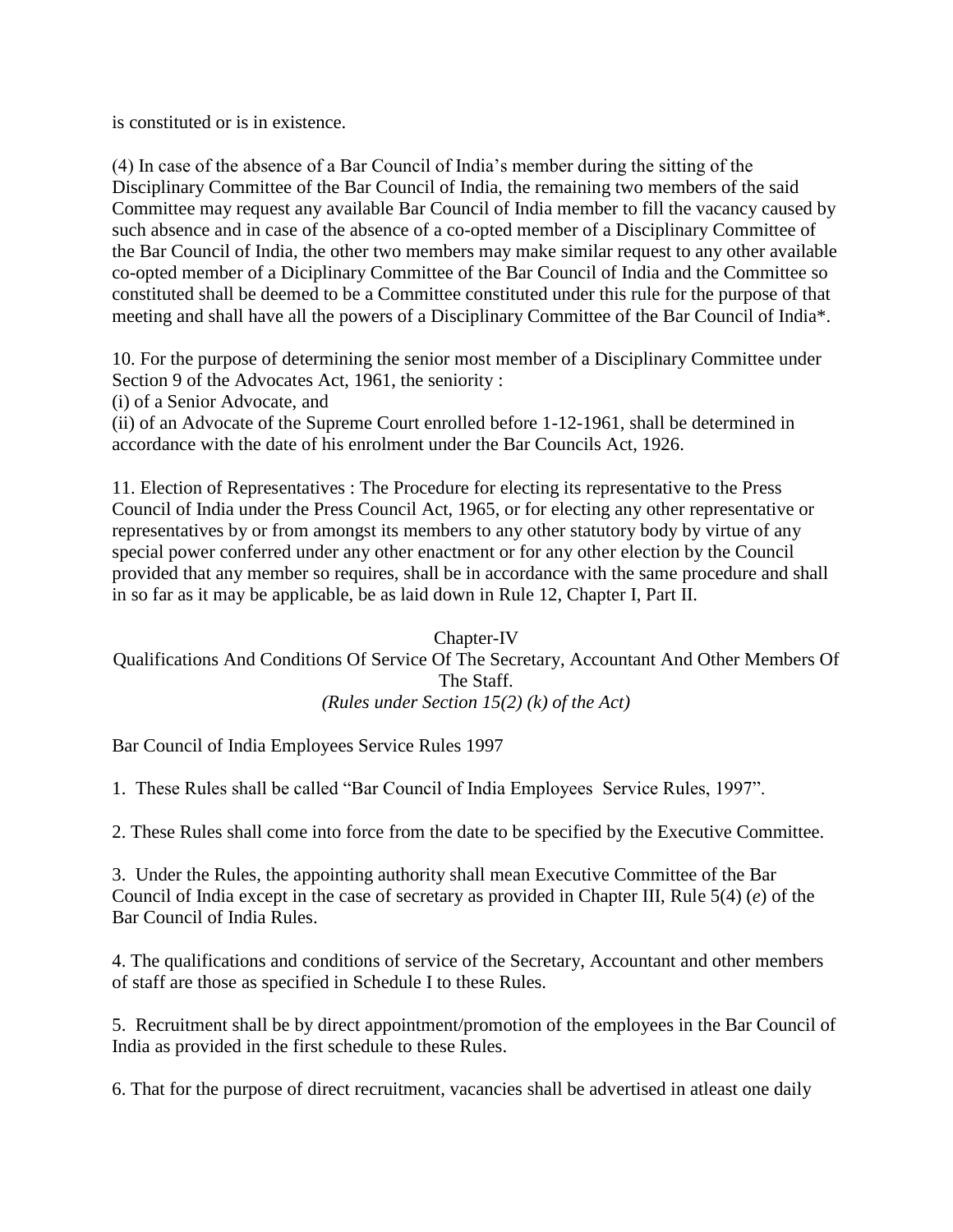is constituted or is in existence.

(4) In case of the absence of a Bar Council of India's member during the sitting of the Disciplinary Committee of the Bar Council of India, the remaining two members of the said Committee may request any available Bar Council of India member to fill the vacancy caused by such absence and in case of the absence of a co-opted member of a Disciplinary Committee of the Bar Council of India, the other two members may make similar request to any other available co-opted member of a Diciplinary Committee of the Bar Council of India and the Committee so constituted shall be deemed to be a Committee constituted under this rule for the purpose of that meeting and shall have all the powers of a Disciplinary Committee of the Bar Council of India*.

10. For the purpose of determining the senior most member of a Disciplinary Committee under Section 9 of the Advocates Act, 1961, the seniority :
(i) of a Senior Advocate, and
(ii) of an Advocate of the Supreme Court enrolled before 1-12-1961, shall be determined in accordance with the date of his enrolment under the Bar Councils Act, 1926.

11. Election of Representatives : The Procedure for electing its representative to the Press Council of India under the Press Council Act, 1965, or for electing any other representative or representatives by or from amongst its members to any other statutory body by virtue of any special power conferred under any other enactment or for any other election by the Council provided that any member so requires, shall be in accordance with the same procedure and shall in so far as it may be applicable, be as laid down in Rule 12, Chapter I, Part II.

## Chapter-IV
## Qualifications And Conditions Of Service Of The Secretary, Accountant And Other Members Of The Staff.
*(Rules under Section 15(2) (k) of the Act)*

Bar Council of India Employees Service Rules 1997

1. These Rules shall be called "Bar Council of India Employees Service Rules, 1997".

2. These Rules shall come into force from the date to be specified by the Executive Committee.

3. Under the Rules, the appointing authority shall mean Executive Committee of the Bar Council of India except in the case of secretary as provided in Chapter III, Rule 5(4) (*e*) of the Bar Council of India Rules.

4. The qualifications and conditions of service of the Secretary, Accountant and other members of staff are those as specified in Schedule I to these Rules.

5. Recruitment shall be by direct appointment/promotion of the employees in the Bar Council of India as provided in the first schedule to these Rules.

6. That for the purpose of direct recruitment, vacancies shall be advertised in atleast one daily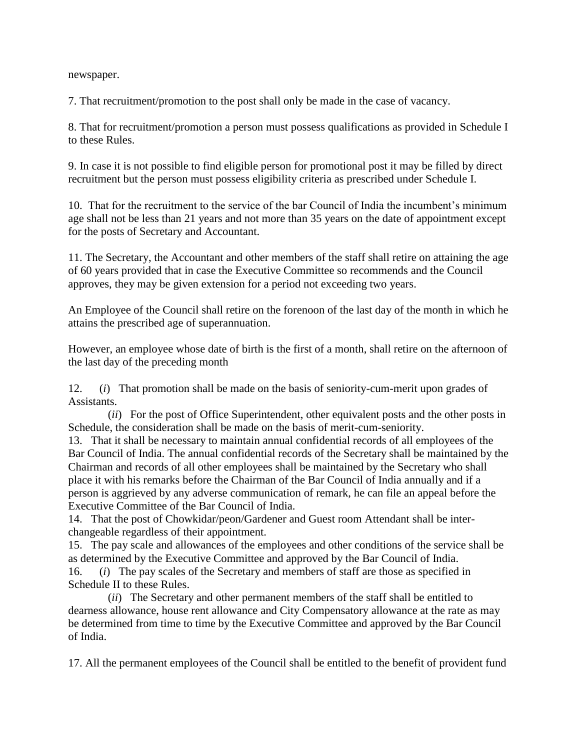newspaper.

7. That recruitment/promotion to the post shall only be made in the case of vacancy.

8. That for recruitment/promotion a person must possess qualifications as provided in Schedule I to these Rules.

9. In case it is not possible to find eligible person for promotional post it may be filled by direct recruitment but the person must possess eligibility criteria as prescribed under Schedule I.

10. That for the recruitment to the service of the bar Council of India the incumbent's minimum age shall not be less than 21 years and not more than 35 years on the date of appointment except for the posts of Secretary and Accountant.

11. The Secretary, the Accountant and other members of the staff shall retire on attaining the age of 60 years provided that in case the Executive Committee so recommends and the Council approves, they may be given extension for a period not exceeding two years.

An Employee of the Council shall retire on the forenoon of the last day of the month in which he attains the prescribed age of superannuation.

However, an employee whose date of birth is the first of a month, shall retire on the afternoon of the last day of the preceding month

12. (*i*) That promotion shall be made on the basis of seniority-cum-merit upon grades of Assistants.

(*ii*) For the post of Office Superintendent, other equivalent posts and the other posts in Schedule, the consideration shall be made on the basis of merit-cum-seniority.

13. That it shall be necessary to maintain annual confidential records of all employees of the Bar Council of India. The annual confidential records of the Secretary shall be maintained by the Chairman and records of all other employees shall be maintained by the Secretary who shall place it with his remarks before the Chairman of the Bar Council of India annually and if a person is aggrieved by any adverse communication of remark, he can file an appeal before the Executive Committee of the Bar Council of India.

14. That the post of Chowkidar/peon/Gardener and Guest room Attendant shall be inter-changeable regardless of their appointment.

15. The pay scale and allowances of the employees and other conditions of the service shall be as determined by the Executive Committee and approved by the Bar Council of India.

16. (*i*) The pay scales of the Secretary and members of staff are those as specified in Schedule II to these Rules.

(*ii*) The Secretary and other permanent members of the staff shall be entitled to dearness allowance, house rent allowance and City Compensatory allowance at the rate as may be determined from time to time by the Executive Committee and approved by the Bar Council of India.

17. All the permanent employees of the Council shall be entitled to the benefit of provident fund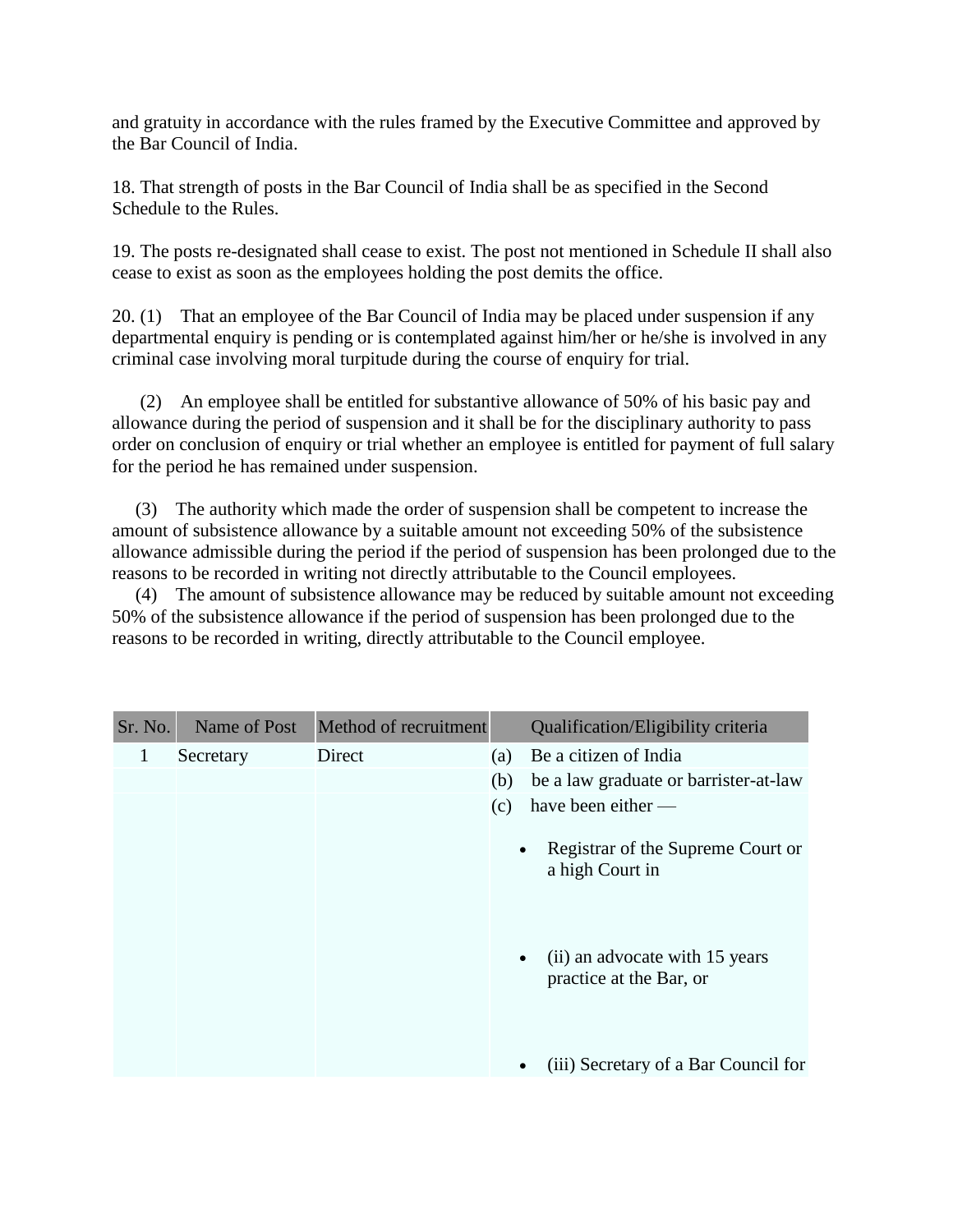and gratuity in accordance with the rules framed by the Executive Committee and approved by the Bar Council of India.

18. That strength of posts in the Bar Council of India shall be as specified in the Second Schedule to the Rules.

19. The posts re-designated shall cease to exist. The post not mentioned in Schedule II shall also cease to exist as soon as the employees holding the post demits the office.

20. (1) That an employee of the Bar Council of India may be placed under suspension if any departmental enquiry is pending or is contemplated against him/her or he/she is involved in any criminal case involving moral turpitude during the course of enquiry for trial.

(2) An employee shall be entitled for substantive allowance of 50% of his basic pay and allowance during the period of suspension and it shall be for the disciplinary authority to pass order on conclusion of enquiry or trial whether an employee is entitled for payment of full salary for the period he has remained under suspension.

(3) The authority which made the order of suspension shall be competent to increase the amount of subsistence allowance by a suitable amount not exceeding 50% of the subsistence allowance admissible during the period if the period of suspension has been prolonged due to the reasons to be recorded in writing not directly attributable to the Council employees.

(4) The amount of subsistence allowance may be reduced by suitable amount not exceeding 50% of the subsistence allowance if the period of suspension has been prolonged due to the reasons to be recorded in writing, directly attributable to the Council employee.

| Sr. No. | Name of Post | Method of recruitment | Qualification/Eligibility criteria |
|---|---|---|---|
| 1 | Secretary | Direct | (a) Be a citizen of India |
| | | | (b) be a law graduate or barrister-at-law |
| | | | (c) have been either —<br>• Registrar of the Supreme Court or a high Court in<br>• (ii) an advocate with 15 years practice at the Bar, or<br>• (iii) Secretary of a Bar Council for |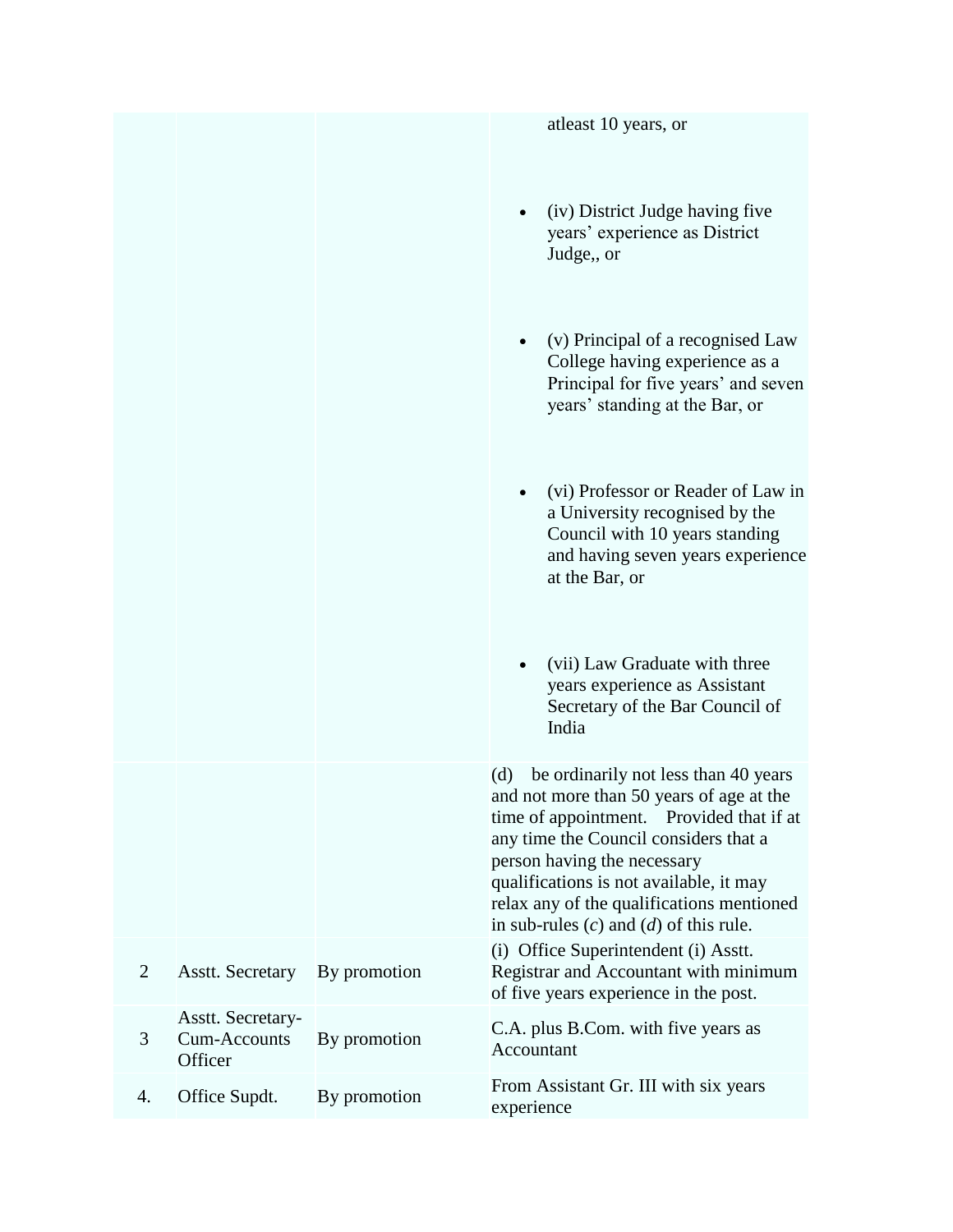| | | | |
|---|---|---|---|
| | | | atleast 10 years, or<br><br>• (iv) District Judge having five years' experience as District Judge,, or<br><br>• (v) Principal of a recognised Law College having experience as a Principal for five years' and seven years' standing at the Bar, or<br><br>• (vi) Professor or Reader of Law in a University recognised by the Council with 10 years standing and having seven years experience at the Bar, or<br><br>• (vii) Law Graduate with three years experience as Assistant Secretary of the Bar Council of India |
| | | | (d) be ordinarily not less than 40 years and not more than 50 years of age at the time of appointment. Provided that if at any time the Council considers that a person having the necessary qualifications is not available, it may relax any of the qualifications mentioned in sub-rules (*c*) and (*d*) of this rule. |
| 2 | Asstt. Secretary | By promotion | (i) Office Superintendent (i) Asstt. Registrar and Accountant with minimum of five years experience in the post. |
| 3 | Asstt. Secretary-Cum-Accounts Officer | By promotion | C.A. plus B.Com. with five years as Accountant |
| 4. | Office Supdt. | By promotion | From Assistant Gr. III with six years experience |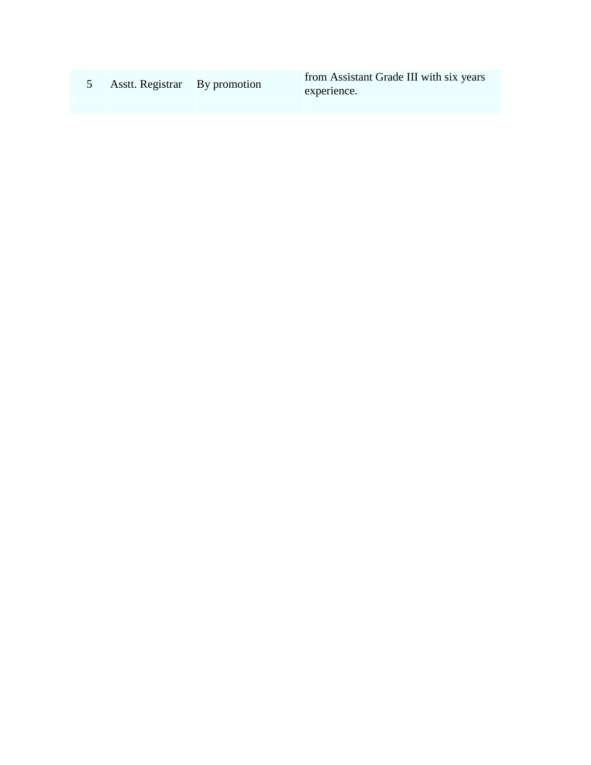| | | | |
|---|---|---|---|
| 5 | Asstt. Registrar | By promotion | from Assistant Grade III with six years experience. |
| | | | |